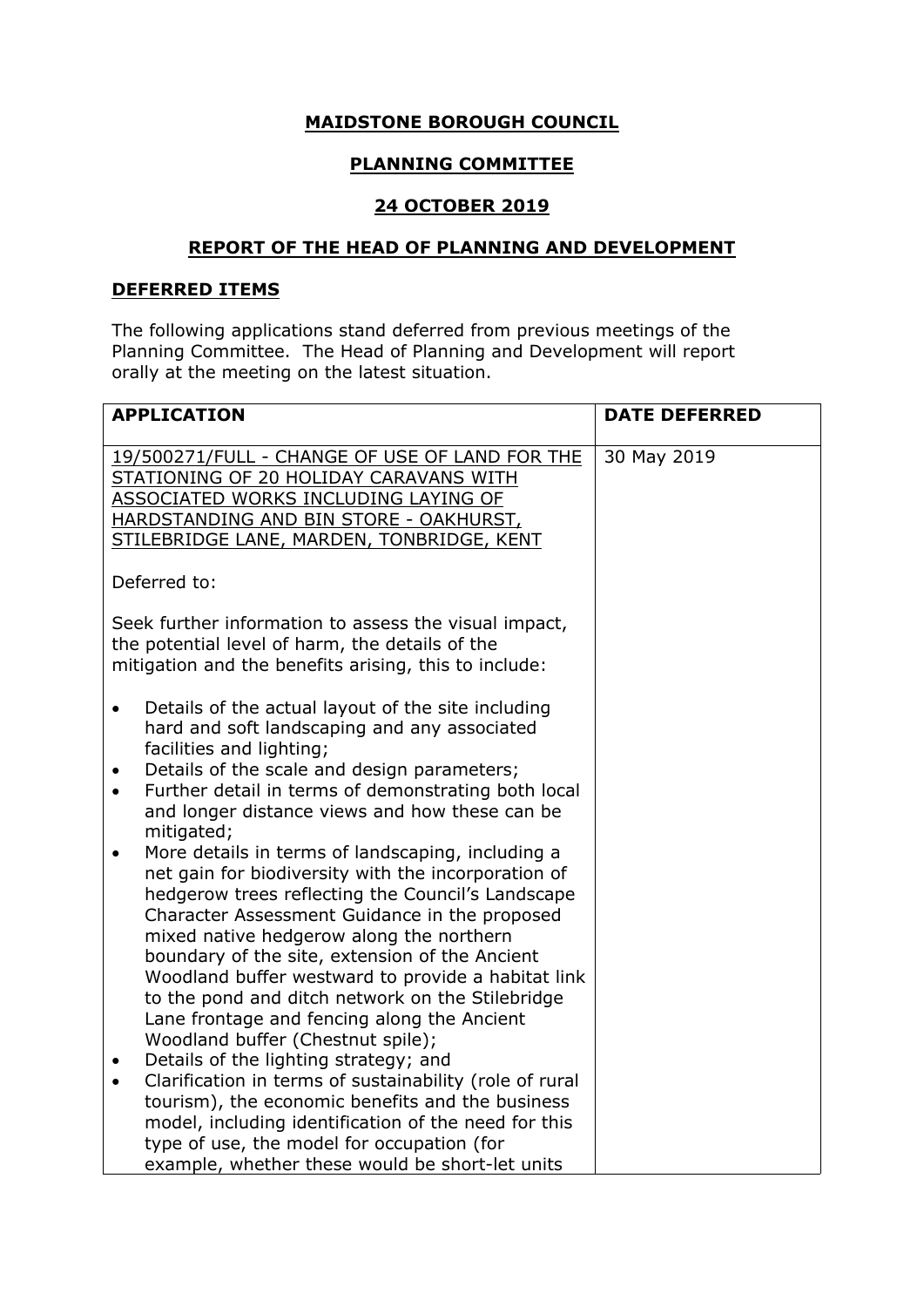**MAIDSTONE BOROUGH COUNCIL**

**PLANNING COMMITTEE**

**24 OCTOBER 2019**

**REPORT OF THE HEAD OF PLANNING AND DEVELOPMENT**

**DEFERRED ITEMS**

The following applications stand deferred from previous meetings of the Planning Committee. The Head of Planning and Development will report orally at the meeting on the latest situation.

| APPLICATION | DATE DEFERRED |
|---|---|
| 19/500271/FULL - CHANGE OF USE OF LAND FOR THE STATIONING OF 20 HOLIDAY CARAVANS WITH ASSOCIATED WORKS INCLUDING LAYING OF HARDSTANDING AND BIN STORE - OAKHURST, STILEBRIDGE LANE, MARDEN, TONBRIDGE, KENT<br><br>Deferred to:<br><br>Seek further information to assess the visual impact, the potential level of harm, the details of the mitigation and the benefits arising, this to include:<br><br>• Details of the actual layout of the site including hard and soft landscaping and any associated facilities and lighting;<br>• Details of the scale and design parameters;<br>• Further detail in terms of demonstrating both local and longer distance views and how these can be mitigated;<br>• More details in terms of landscaping, including a net gain for biodiversity with the incorporation of hedgerow trees reflecting the Council's Landscape Character Assessment Guidance in the proposed mixed native hedgerow along the northern boundary of the site, extension of the Ancient Woodland buffer westward to provide a habitat link to the pond and ditch network on the Stilebridge Lane frontage and fencing along the Ancient Woodland buffer (Chestnut spile);<br>• Details of the lighting strategy; and<br>• Clarification in terms of sustainability (role of rural tourism), the economic benefits and the business model, including identification of the need for this type of use, the model for occupation (for example, whether these would be short-let units | 30 May 2019 |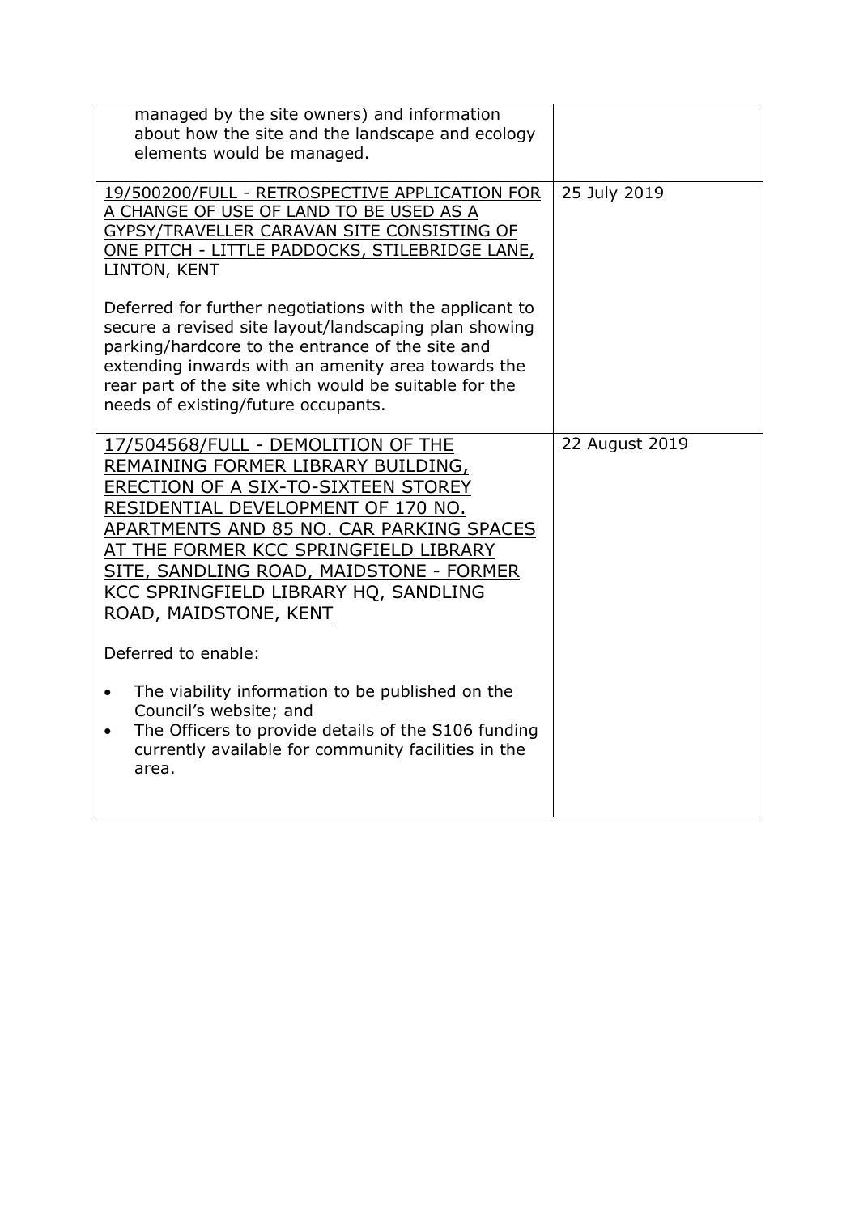| | |
|---|---|
| managed by the site owners) and information about how the site and the landscape and ecology elements would be managed. | |
| <u>19/500200/FULL - RETROSPECTIVE APPLICATION FOR A CHANGE OF USE OF LAND TO BE USED AS A GYPSY/TRAVELLER CARAVAN SITE CONSISTING OF ONE PITCH - LITTLE PADDOCKS, STILEBRIDGE LANE, LINTON, KENT</u><br><br>Deferred for further negotiations with the applicant to secure a revised site layout/landscaping plan showing parking/hardcore to the entrance of the site and extending inwards with an amenity area towards the rear part of the site which would be suitable for the needs of existing/future occupants. | 25 July 2019 |
| <u>17/504568/FULL - DEMOLITION OF THE REMAINING FORMER LIBRARY BUILDING, ERECTION OF A SIX-TO-SIXTEEN STOREY RESIDENTIAL DEVELOPMENT OF 170 NO. APARTMENTS AND 85 NO. CAR PARKING SPACES AT THE FORMER KCC SPRINGFIELD LIBRARY SITE, SANDLING ROAD, MAIDSTONE - FORMER KCC SPRINGFIELD LIBRARY HQ, SANDLING ROAD, MAIDSTONE, KENT</u><br><br>Deferred to enable:<br><br>• The viability information to be published on the Council's website; and<br>• The Officers to provide details of the S106 funding currently available for community facilities in the area. | 22 August 2019 |